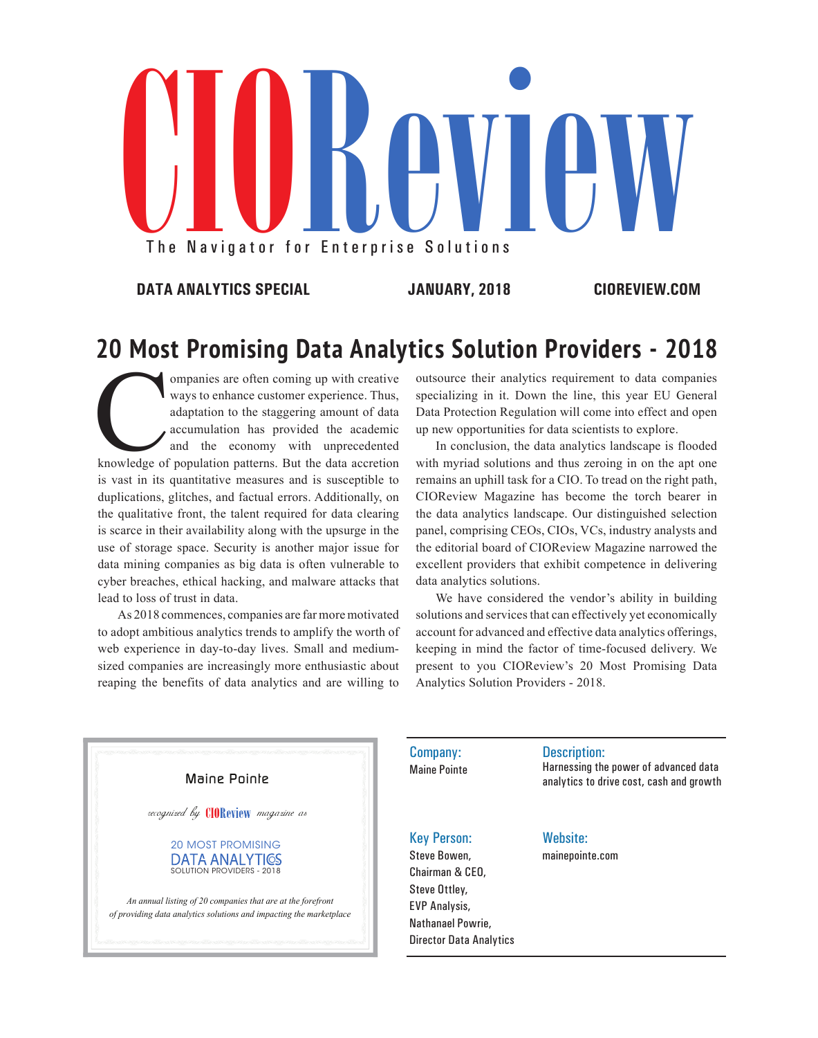# CIOReview

The Navigator for Enterprise Solutions

**DATA ANALYTICS SPECIAL** | **JANUARY, 2018** | **CIOREVIEW.COM**

## 20 Most Promising Data Analytics Solution Providers - 2018

Companies are often coming up with creative ways to enhance customer experience. Thus, adaptation to the staggering amount of data accumulation has provided the academic and the economy with unprecedented knowledge of population patterns. But the data accretion is vast in its quantitative measures and is susceptible to duplications, glitches, and factual errors. Additionally, on the qualitative front, the talent required for data clearing is scarce in their availability along with the upsurge in the use of storage space. Security is another major issue for data mining companies as big data is often vulnerable to cyber breaches, ethical hacking, and malware attacks that lead to loss of trust in data.

As 2018 commences, companies are far more motivated to adopt ambitious analytics trends to amplify the worth of web experience in day-to-day lives. Small and medium-sized companies are increasingly more enthusiastic about reaping the benefits of data analytics and are willing to outsource their analytics requirement to data companies specializing in it. Down the line, this year EU General Data Protection Regulation will come into effect and open up new opportunities for data scientists to explore.

In conclusion, the data analytics landscape is flooded with myriad solutions and thus zeroing in on the apt one remains an uphill task for a CIO. To tread on the right path, CIOReview Magazine has become the torch bearer in the data analytics landscape. Our distinguished selection panel, comprising CEOs, CIOs, VCs, industry analysts and the editorial board of CIOReview Magazine narrowed the excellent providers that exhibit competence in delivering data analytics solutions.

We have considered the vendor's ability in building solutions and services that can effectively yet economically account for advanced and effective data analytics offerings, keeping in mind the factor of time-focused delivery. We present to you CIOReview's 20 Most Promising Data Analytics Solution Providers - 2018.

---

Maine Pointe

*recognized by* CIOReview *magazine as*

20 MOST PROMISING
DATA ANALYTICS
SOLUTION PROVIDERS - 2018

*An annual listing of 20 companies that are at the forefront of providing data analytics solutions and impacting the marketplace*

---

**Company:**
Maine Pointe

**Description:**
Harnessing the power of advanced data analytics to drive cost, cash and growth

**Key Person:**
Steve Bowen,
Chairman & CEO,
Steve Ottley,
EVP Analysis,
Nathanael Powrie,
Director Data Analytics

**Website:**
mainepointe.com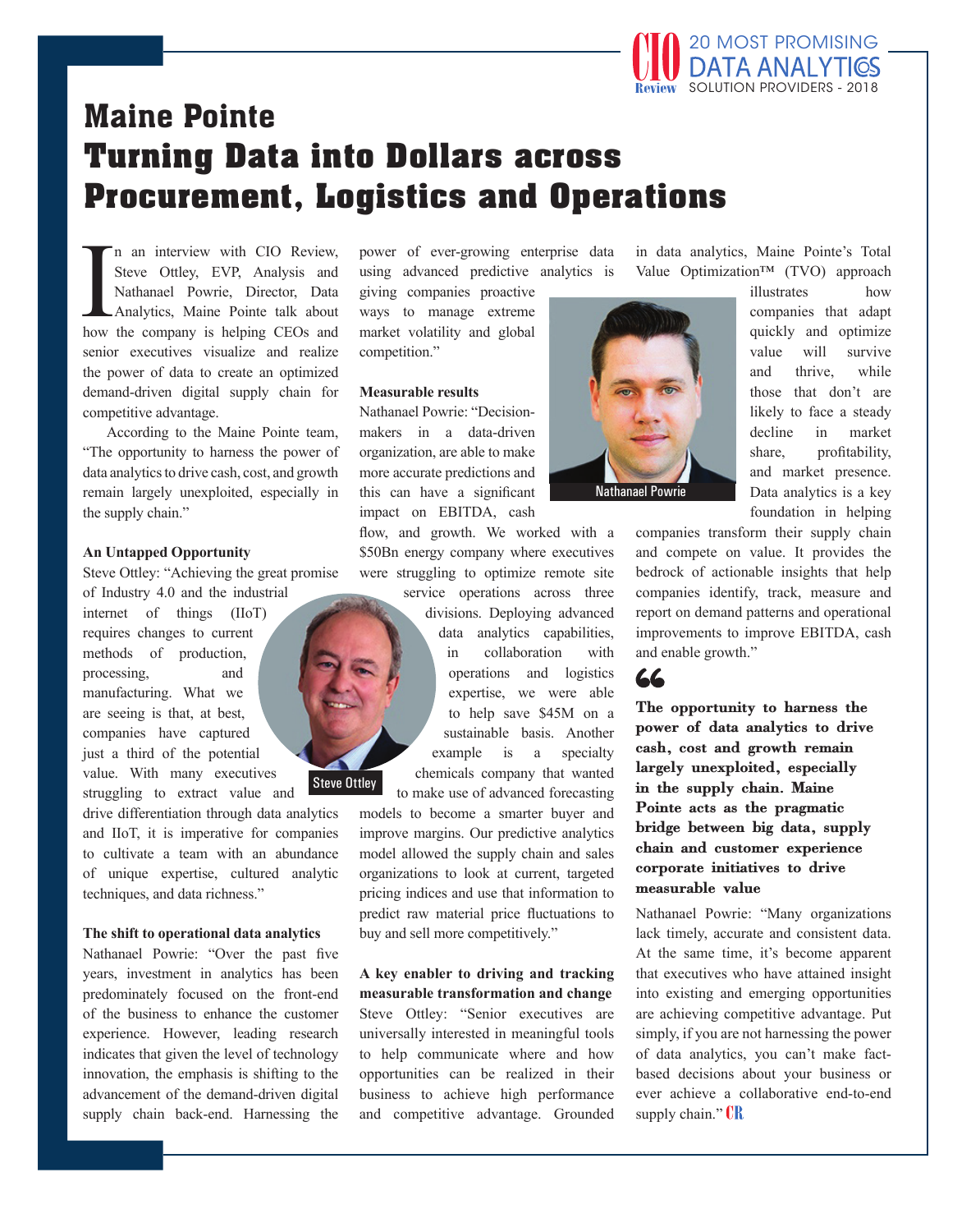# Maine Pointe

# Turning Data into Dollars across Procurement, Logistics and Operations

In an interview with CIO Review, Steve Ottley, EVP, Analysis and Nathanael Powrie, Director, Data Analytics, Maine Pointe talk about how the company is helping CEOs and senior executives visualize and realize the power of data to create an optimized demand-driven digital supply chain for competitive advantage.

According to the Maine Pointe team, "The opportunity to harness the power of data analytics to drive cash, cost, and growth remain largely unexploited, especially in the supply chain."

### An Untapped Opportunity

Steve Ottley: "Achieving the great promise of Industry 4.0 and the industrial internet of things (IIoT) requires changes to current methods of production, processing, and manufacturing. What we are seeing is that, at best, companies have captured just a third of the potential value. With many executives struggling to extract value and drive differentiation through data analytics and IIoT, it is imperative for companies to cultivate a team with an abundance of unique expertise, cultured analytic techniques, and data richness."

Steve Ottley

### The shift to operational data analytics

Nathanael Powrie: "Over the past five years, investment in analytics has been predominately focused on the front-end of the business to enhance the customer experience. However, leading research indicates that given the level of technology innovation, the emphasis is shifting to the advancement of the demand-driven digital supply chain back-end. Harnessing the power of ever-growing enterprise data using advanced predictive analytics is giving companies proactive ways to manage extreme market volatility and global competition."

### Measurable results

Nathanael Powrie: "Decision-makers in a data-driven organization, are able to make more accurate predictions and this can have a significant impact on EBITDA, cash flow, and growth. We worked with a $50Bn energy company where executives were struggling to optimize remote site service operations across three divisions. Deploying advanced data analytics capabilities, in collaboration with operations and logistics expertise, we were able to help save $45M on a sustainable basis. Another example is a specialty chemicals company that wanted to make use of advanced forecasting models to become a smarter buyer and improve margins. Our predictive analytics model allowed the supply chain and sales organizations to look at current, targeted pricing indices and use that information to predict raw material price fluctuations to buy and sell more competitively."

Nathanael Powrie

### A key enabler to driving and tracking measurable transformation and change

Steve Ottley: "Senior executives are universally interested in meaningful tools to help communicate where and how opportunities can be realized in their business to achieve high performance and competitive advantage. Grounded in data analytics, Maine Pointe's Total Value Optimization™ (TVO) approach illustrates how companies that adapt quickly and optimize value will survive and thrive, while those that don't are likely to face a steady decline in market share, profitability, and market presence. Data analytics is a key foundation in helping companies transform their supply chain and compete on value. It provides the bedrock of actionable insights that help companies identify, track, measure and report on demand patterns and operational improvements to improve EBITDA, cash and enable growth."

> **The opportunity to harness the power of data analytics to drive cash, cost and growth remain largely unexploited, especially in the supply chain. Maine Pointe acts as the pragmatic bridge between big data, supply chain and customer experience corporate initiatives to drive measurable value**

Nathanael Powrie: "Many organizations lack timely, accurate and consistent data. At the same time, it's become apparent that executives who have attained insight into existing and emerging opportunities are achieving competitive advantage. Put simply, if you are not harnessing the power of data analytics, you can't make fact-based decisions about your business or ever achieve a collaborative end-to-end supply chain."